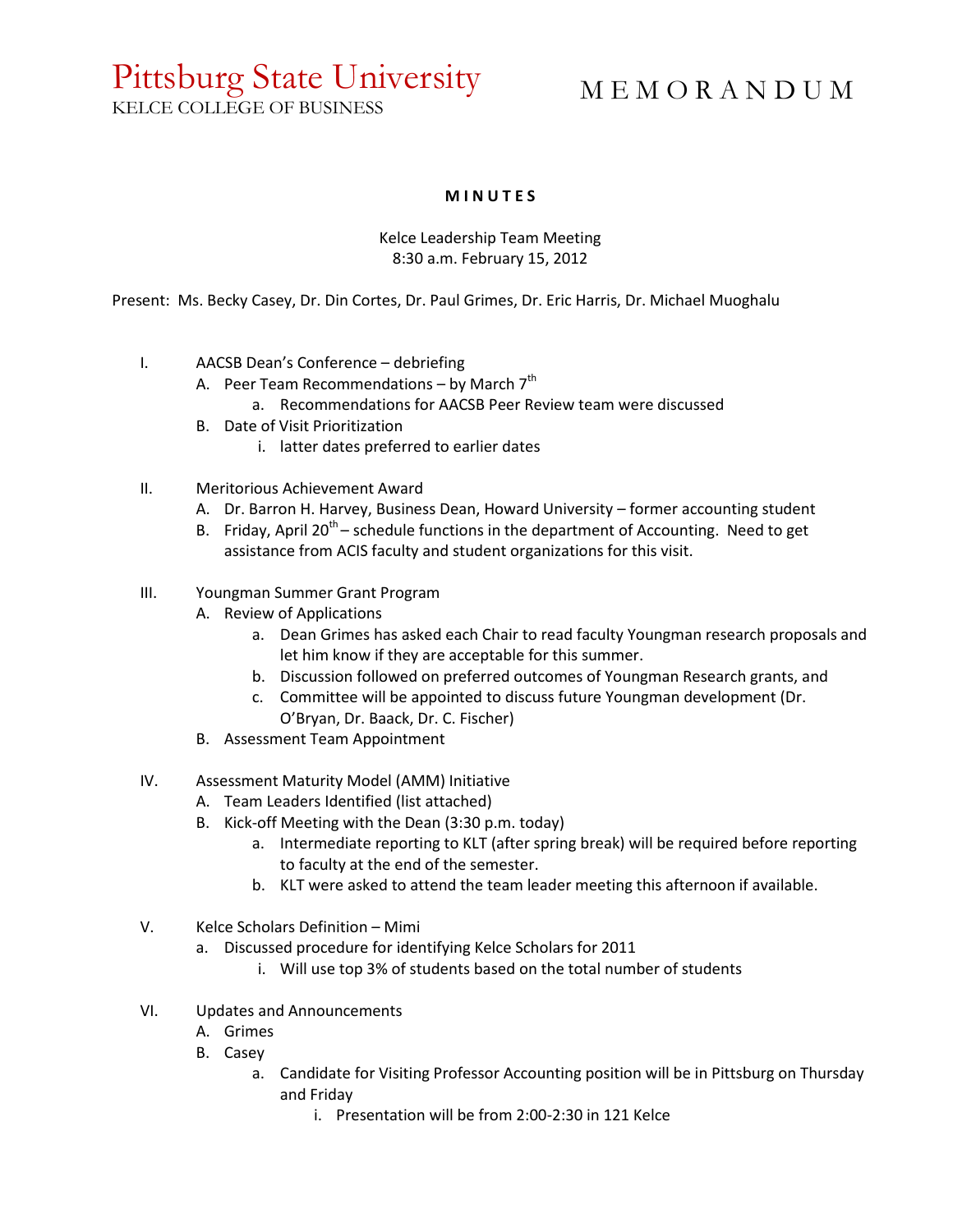# Pittsburg State University
KELCE COLLEGE OF BUSINESS

M E M O R A N D U M

**M I N U T E S**

Kelce Leadership Team Meeting
8:30 a.m. February 15, 2012

Present: Ms. Becky Casey, Dr. Din Cortes, Dr. Paul Grimes, Dr. Eric Harris, Dr. Michael Muoghalu

I. AACSB Dean's Conference – debriefing
   A. Peer Team Recommendations – by March 7th
      a. Recommendations for AACSB Peer Review team were discussed
   B. Date of Visit Prioritization
      i. latter dates preferred to earlier dates

II. Meritorious Achievement Award
   A. Dr. Barron H. Harvey, Business Dean, Howard University – former accounting student
   B. Friday, April 20th – schedule functions in the department of Accounting. Need to get assistance from ACIS faculty and student organizations for this visit.

III. Youngman Summer Grant Program
   A. Review of Applications
      a. Dean Grimes has asked each Chair to read faculty Youngman research proposals and let him know if they are acceptable for this summer.
      b. Discussion followed on preferred outcomes of Youngman Research grants, and
      c. Committee will be appointed to discuss future Youngman development (Dr. O'Bryan, Dr. Baack, Dr. C. Fischer)
   B. Assessment Team Appointment

IV. Assessment Maturity Model (AMM) Initiative
   A. Team Leaders Identified (list attached)
   B. Kick-off Meeting with the Dean (3:30 p.m. today)
      a. Intermediate reporting to KLT (after spring break) will be required before reporting to faculty at the end of the semester.
      b. KLT were asked to attend the team leader meeting this afternoon if available.

V. Kelce Scholars Definition – Mimi
   a. Discussed procedure for identifying Kelce Scholars for 2011
      i. Will use top 3% of students based on the total number of students

VI. Updates and Announcements
   A. Grimes
   B. Casey
      a. Candidate for Visiting Professor Accounting position will be in Pittsburg on Thursday and Friday
         i. Presentation will be from 2:00-2:30 in 121 Kelce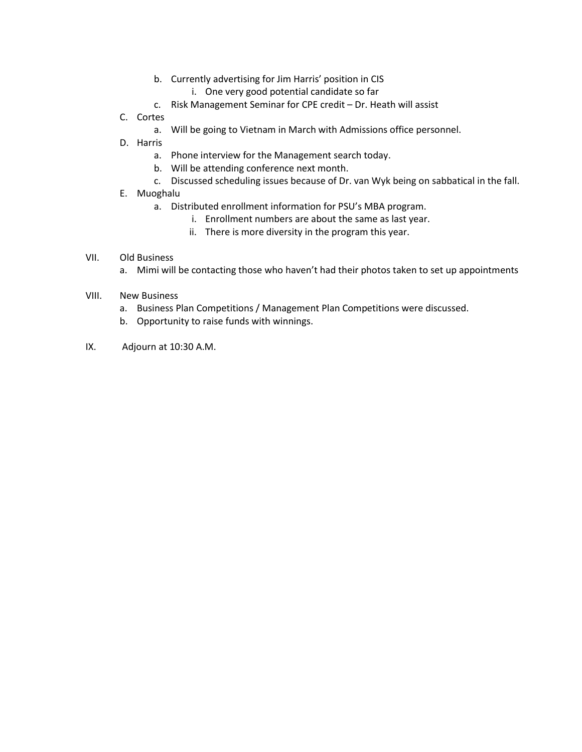b. Currently advertising for Jim Harris' position in CIS
      i. One very good potential candidate so far
   c. Risk Management Seminar for CPE credit – Dr. Heath will assist

C. Cortes
   a. Will be going to Vietnam in March with Admissions office personnel.

D. Harris
   a. Phone interview for the Management search today.
   b. Will be attending conference next month.
   c. Discussed scheduling issues because of Dr. van Wyk being on sabbatical in the fall.

E. Muoghalu
   a. Distributed enrollment information for PSU's MBA program.
      i. Enrollment numbers are about the same as last year.
      ii. There is more diversity in the program this year.

VII. Old Business
   a. Mimi will be contacting those who haven't had their photos taken to set up appointments

VIII. New Business
   a. Business Plan Competitions / Management Plan Competitions were discussed.
   b. Opportunity to raise funds with winnings.

IX. Adjourn at 10:30 A.M.